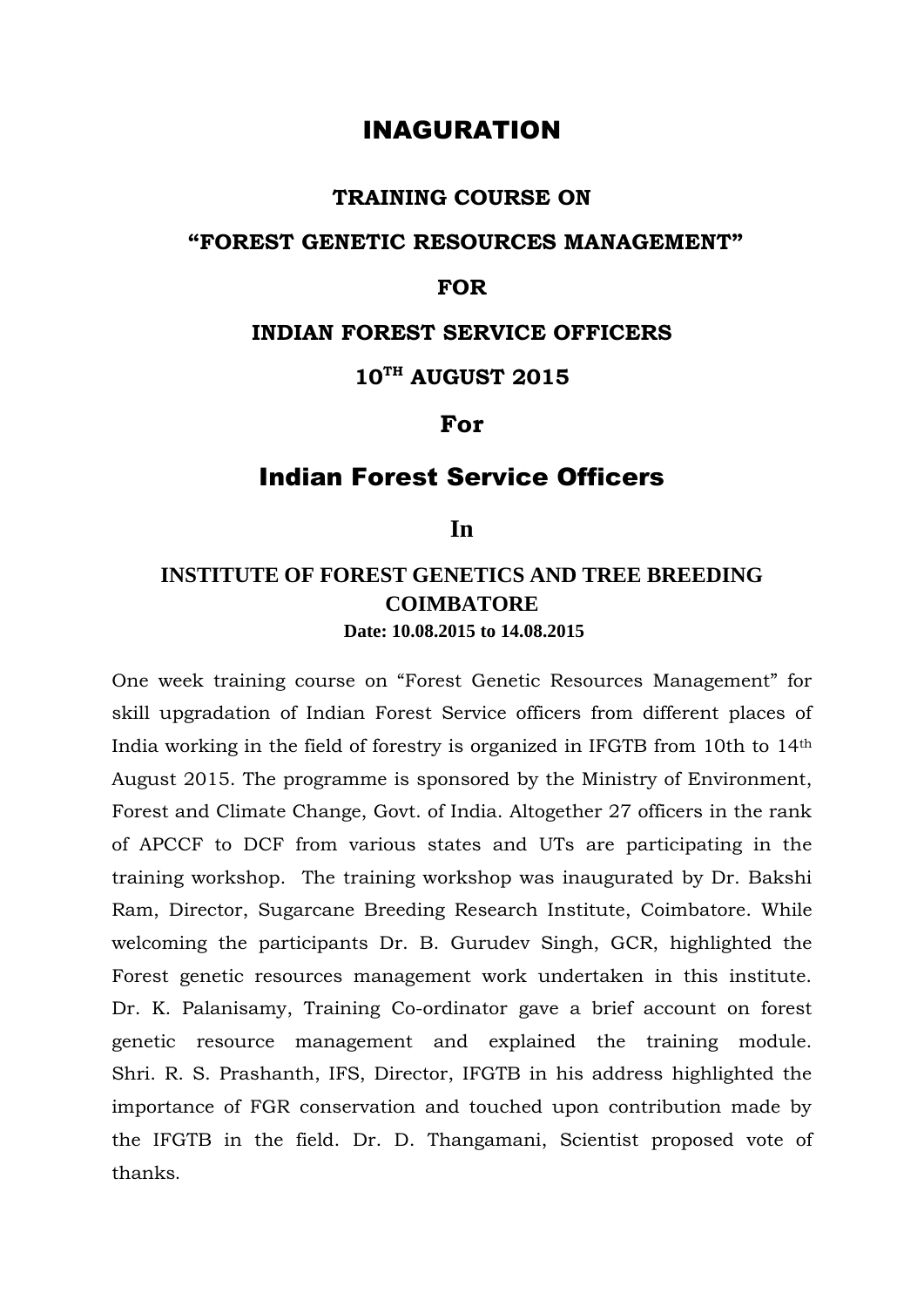# INAGURATION

## TRAINING COURSE ON

## “FOREST GENETIC RESOURCES MANAGEMENT”

## FOR

## INDIAN FOREST SERVICE OFFICERS

## 10TH AUGUST 2015

## For

## Indian Forest Service Officers

## In

## INSTITUTE OF FOREST GENETICS AND TREE BREEDING COIMBATORE

**Date: 10.08.2015 to 14.08.2015**

One week training course on “Forest Genetic Resources Management” for skill upgradation of Indian Forest Service officers from different places of India working in the field of forestry is organized in IFGTB from 10th to 14th August 2015. The programme is sponsored by the Ministry of Environment, Forest and Climate Change, Govt. of India. Altogether 27 officers in the rank of APCCF to DCF from various states and UTs are participating in the training workshop. The training workshop was inaugurated by Dr. Bakshi Ram, Director, Sugarcane Breeding Research Institute, Coimbatore. While welcoming the participants Dr. B. Gurudev Singh, GCR, highlighted the Forest genetic resources management work undertaken in this institute. Dr. K. Palanisamy, Training Co-ordinator gave a brief account on forest genetic resource management and explained the training module. Shri. R. S. Prashanth, IFS, Director, IFGTB in his address highlighted the importance of FGR conservation and touched upon contribution made by the IFGTB in the field. Dr. D. Thangamani, Scientist proposed vote of thanks.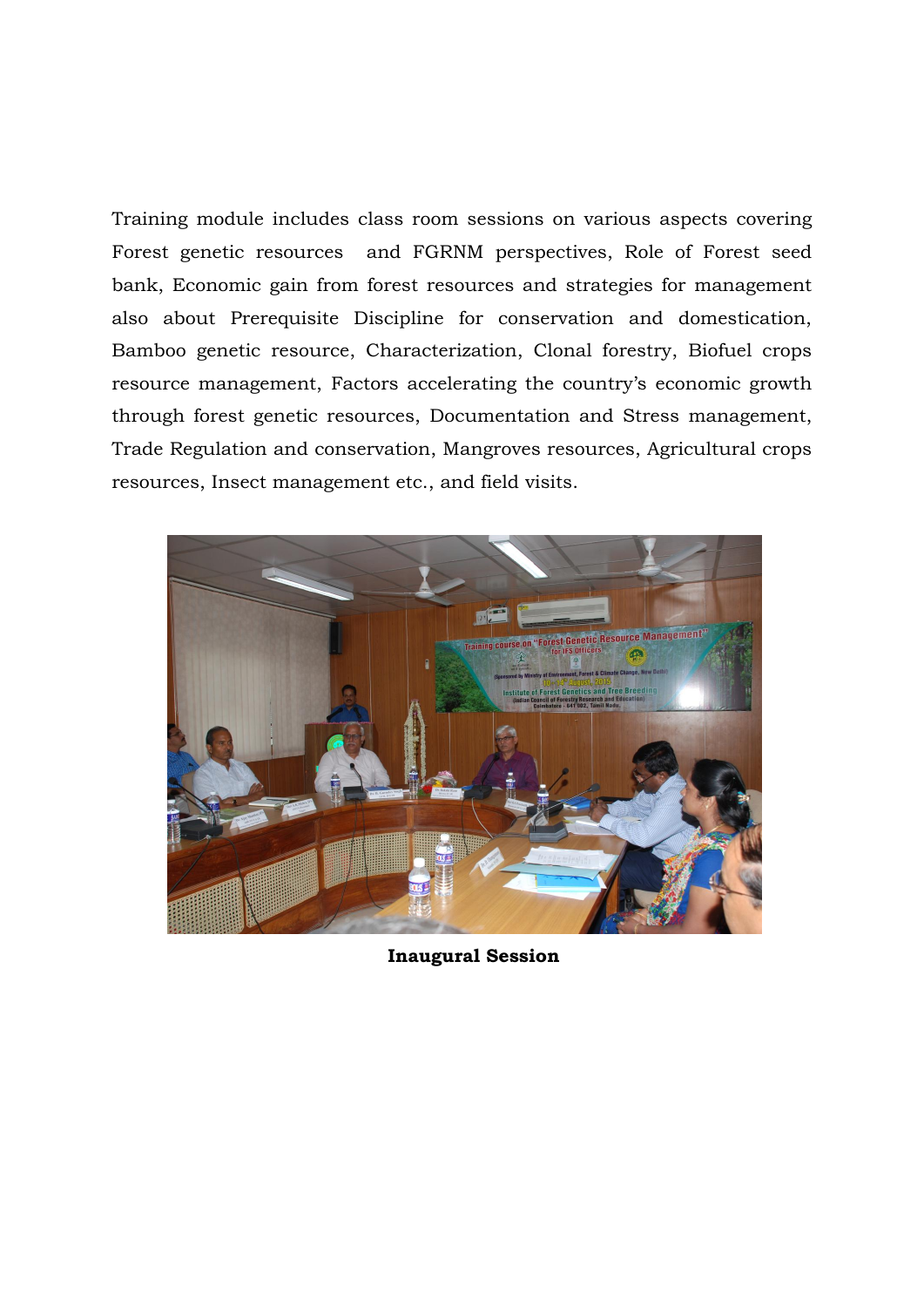Training module includes class room sessions on various aspects covering Forest genetic resources and FGRNM perspectives, Role of Forest seed bank, Economic gain from forest resources and strategies for management also about Prerequisite Discipline for conservation and domestication, Bamboo genetic resource, Characterization, Clonal forestry, Biofuel crops resource management, Factors accelerating the country's economic growth through forest genetic resources, Documentation and Stress management, Trade Regulation and conservation, Mangroves resources, Agricultural crops resources, Insect management etc., and field visits.

**Inaugural Session**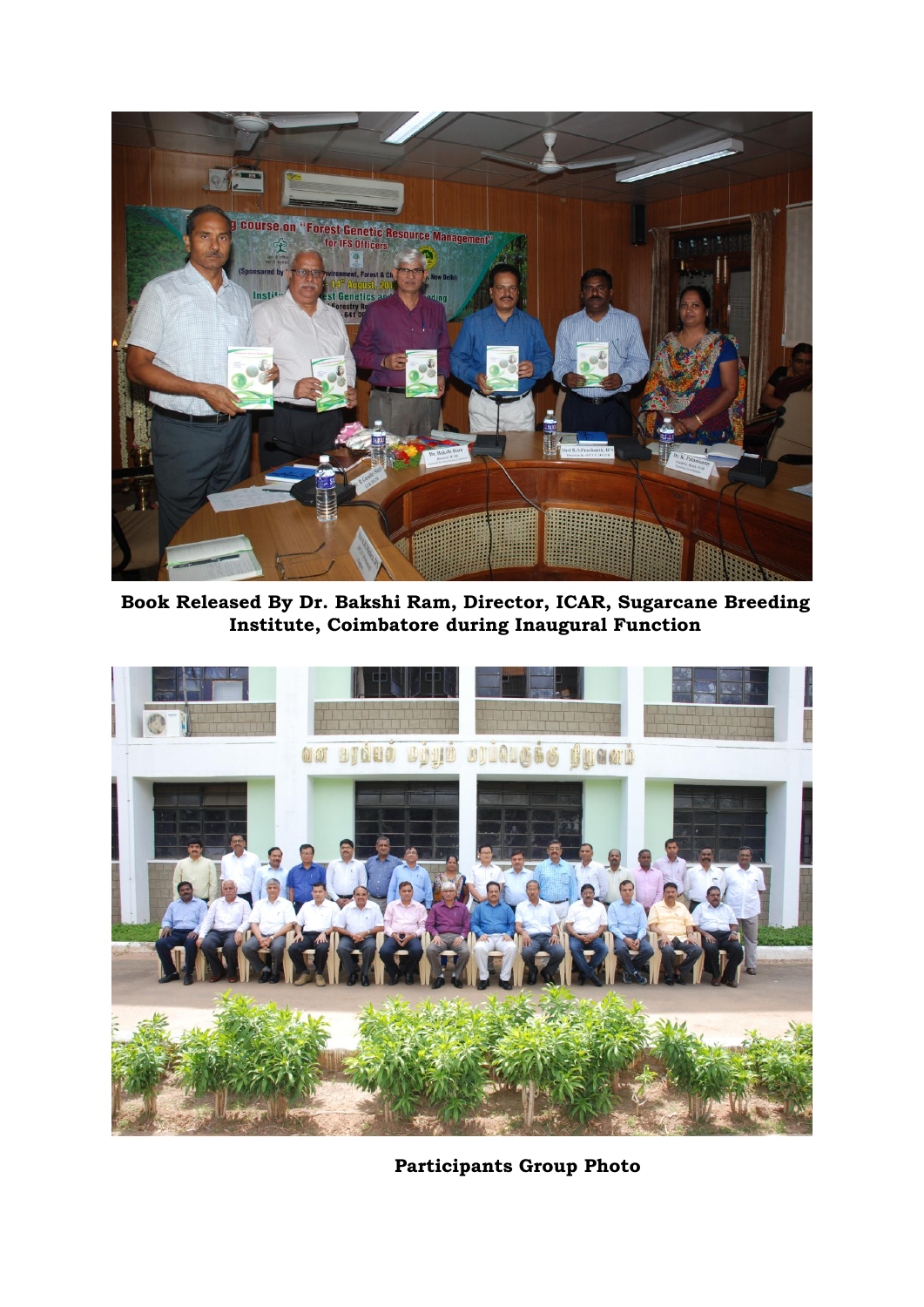**Book Released By Dr. Bakshi Ram, Director, ICAR, Sugarcane Breeding Institute, Coimbatore during Inaugural Function**

**Participants Group Photo**